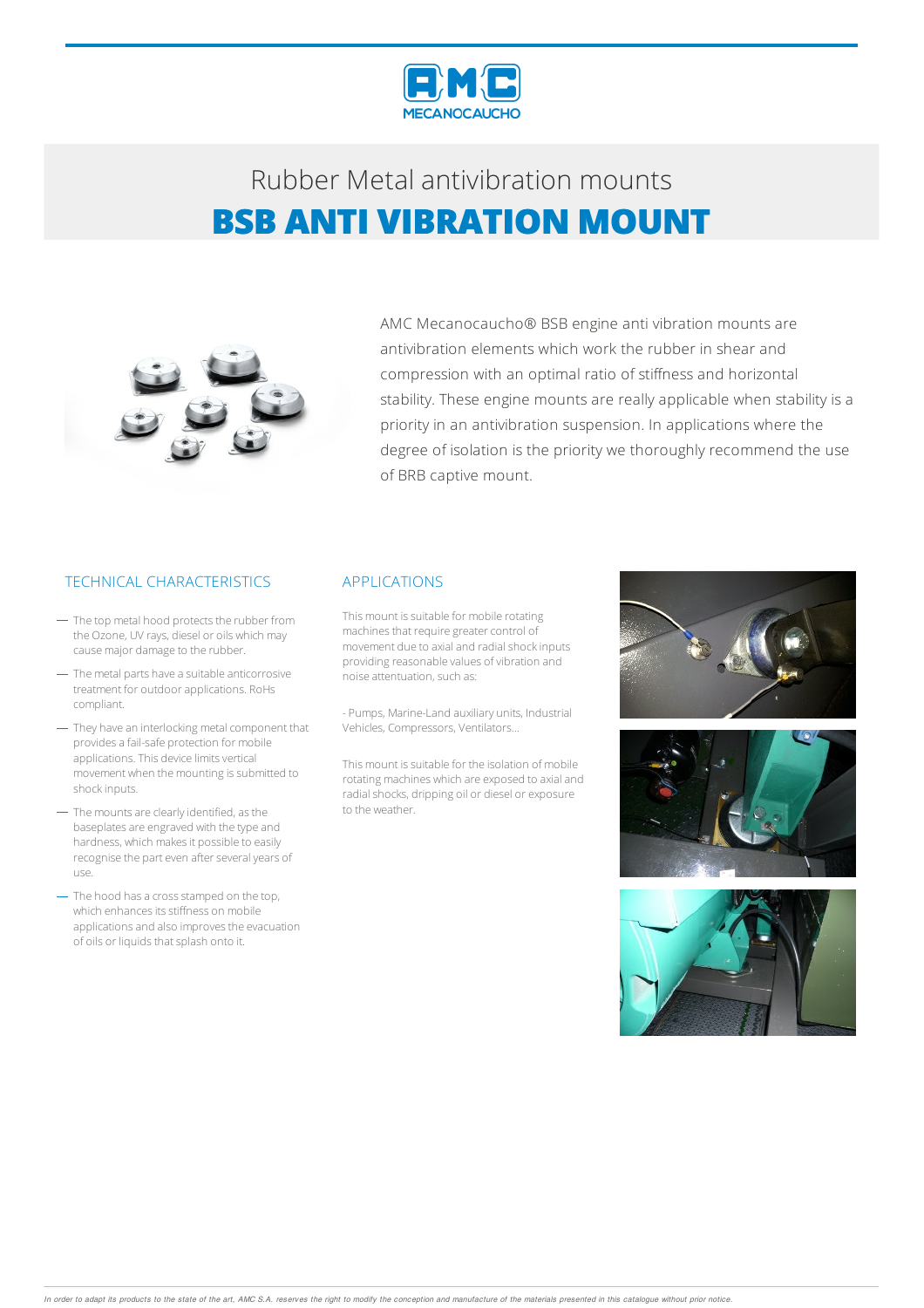# Rubber Metal antivibration mounts

## BSB ANTI VIBRATION MOUNT

AMC Mecanocaucho® BSB engine anti vibration mounts are antivibration elements which work the rubber in shear and compression with an optimal ratio of stiffness and horizontal stability. These engine mounts are really applicable when stability is a priority in an antivibration suspension. In applications where the degree of isolation is the priority we thoroughly recommend the use of BRB captive mount.

### TECHNICAL CHARACTERISTICS

- The top metal hood protects the rubber from the Ozone, UV rays, diesel or oils which may cause major damage to the rubber.
- The metal parts have a suitable anticorrosive treatment for outdoor applications. RoHS compliant.
- They have an interlocking metal component that provides a fail-safe protection for mobile applications. This device limits vertical movement when the mounting is submitted to shock inputs.
- The mounts are clearly identified, as the baseplates are engraved with the type and hardness, which makes it possible to easily recognise the part even after several years of use.
- The hood has a cross stamped on the top, which enhances its stiffness on mobile applications and also improves the evacuation of oils or liquids that splash onto it.

### APPLICATIONS

This mount is suitable for mobile rotating machines that require greater control of movement due to axial and radial shock inputs providing reasonable values of vibration and noise attentuation, such as:

- Pumps, Marine-Land auxiliary units, Industrial Vehicles, Compressors, Ventilators...

This mount is suitable for the isolation of mobile rotating machines which are exposed to axial and radial shocks, dripping oil or diesel or exposure to the weather.

*In order to adapt its products to the state of the art, AMC S.A. reserves the right to modify the conception and manufacture of the materials presented in this catalogue without prior notice.*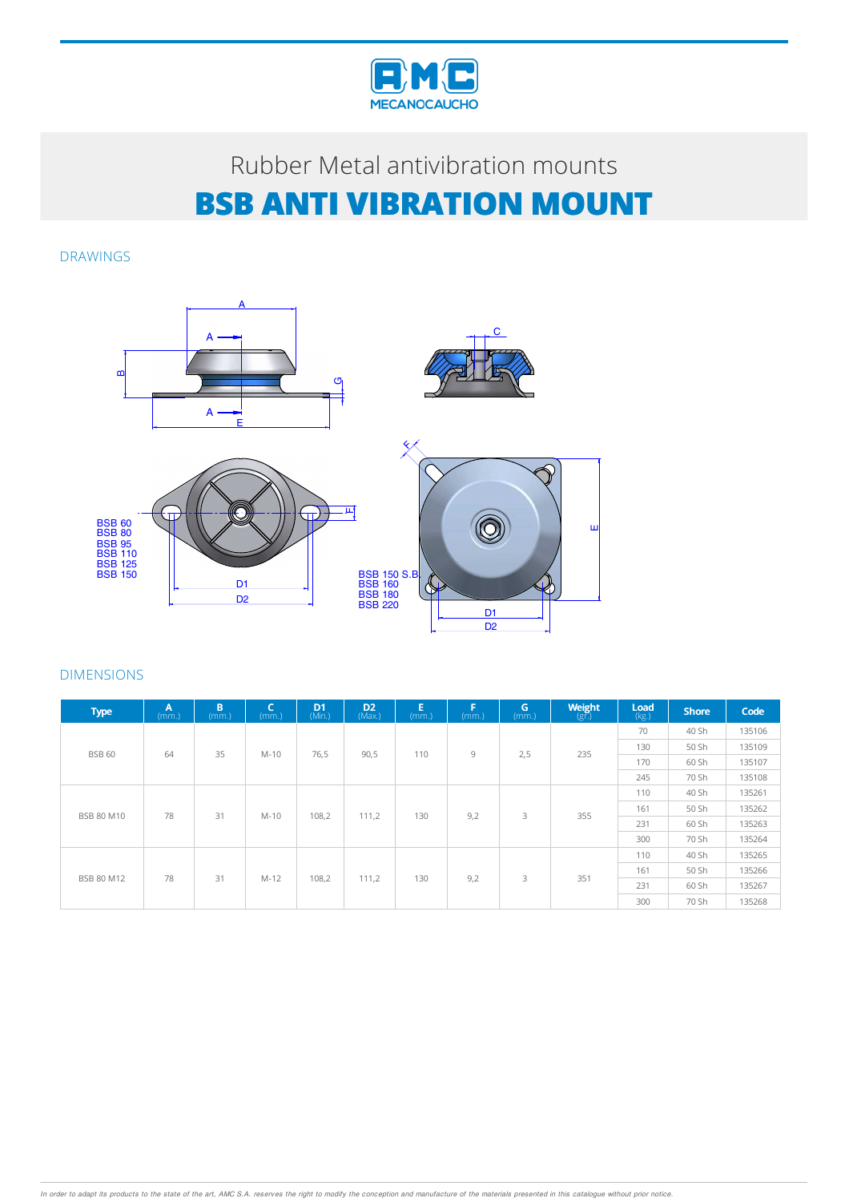MECANOCAUCHO

Rubber Metal antivibration mounts

# BSB ANTI VIBRATION MOUNT

## DRAWINGS

BSB 60
BSB 80
BSB 95
BSB 110
BSB 125
BSB 150

BSB 150 S.B.
BSB 160
BSB 180
BSB 220

## DIMENSIONS

| Type | A (mm.) | B (mm.) | C (mm.) | D1 (Min.) | D2 (Max.) | E (mm.) | F (mm.) | G (mm.) | Weight (gr.) | Load (kg.) | Shore | Code |
|---|---|---|---|---|---|---|---|---|---|---|---|---|
| BSB 60 | 64 | 35 | M-10 | 76,5 | 90,5 | 110 | 9 | 2,5 | 235 | 70 | 40 Sh | 135106 |
| | | | | | | | | | | 130 | 50 Sh | 135109 |
| | | | | | | | | | | 170 | 60 Sh | 135107 |
| | | | | | | | | | | 245 | 70 Sh | 135108 |
| BSB 80 M10 | 78 | 31 | M-10 | 108,2 | 111,2 | 130 | 9,2 | 3 | 355 | 110 | 40 Sh | 135261 |
| | | | | | | | | | | 161 | 50 Sh | 135262 |
| | | | | | | | | | | 231 | 60 Sh | 135263 |
| | | | | | | | | | | 300 | 70 Sh | 135264 |
| BSB 80 M12 | 78 | 31 | M-12 | 108,2 | 111,2 | 130 | 9,2 | 3 | 351 | 110 | 40 Sh | 135265 |
| | | | | | | | | | | 161 | 50 Sh | 135266 |
| | | | | | | | | | | 231 | 60 Sh | 135267 |
| | | | | | | | | | | 300 | 70 Sh | 135268 |

*In order to adapt its products to the state of the art, AMC S.A. reserves the right to modify the conception and manufacture of the materials presented in this catalogue without prior notice.*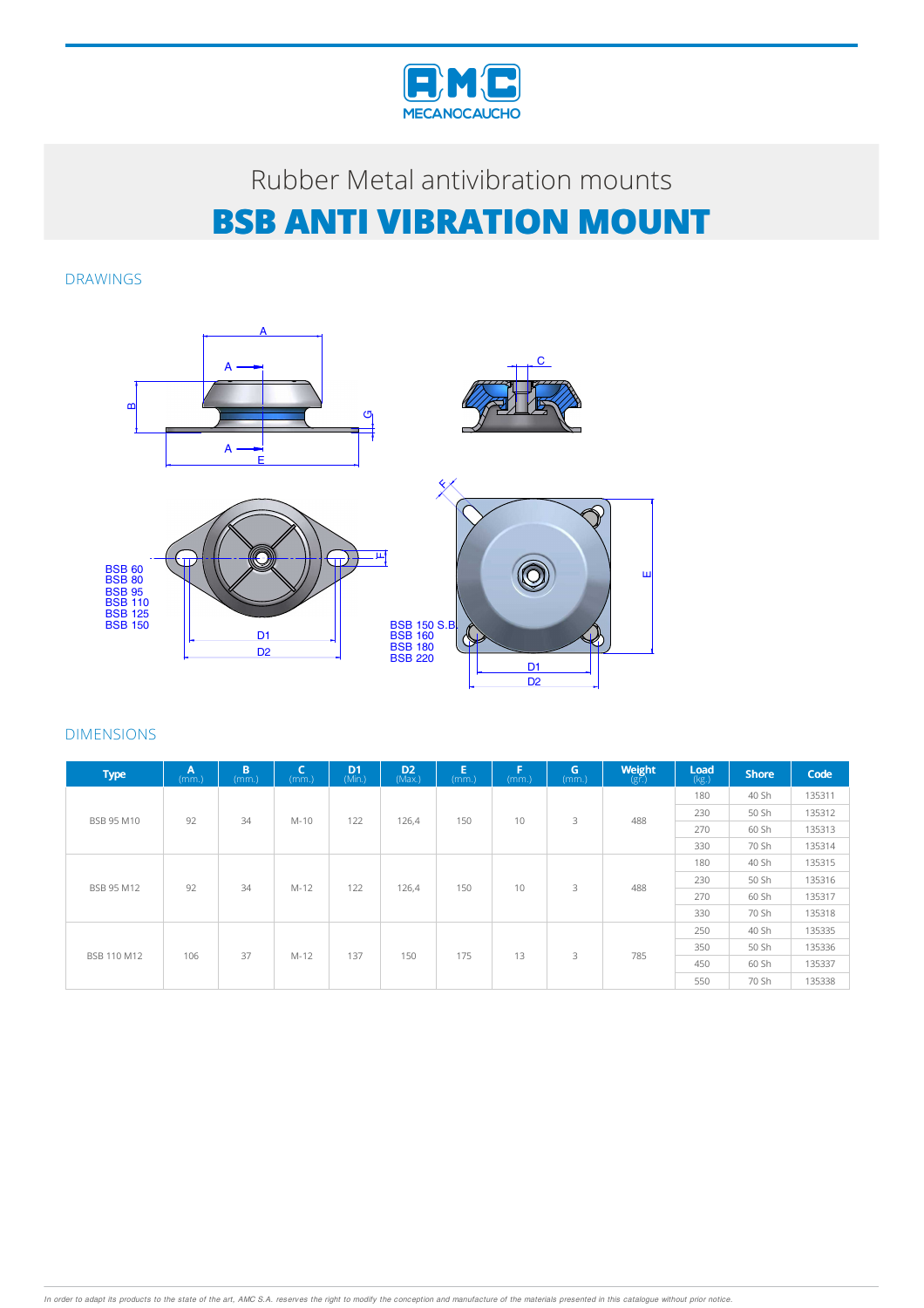MECANOCAUCHO

Rubber Metal antivibration mounts

# BSB ANTI VIBRATION MOUNT

## DRAWINGS

BSB 60
BSB 80
BSB 95
BSB 110
BSB 125
BSB 150

BSB 150 S.B.
BSB 160
BSB 180
BSB 220

## DIMENSIONS

| Type | A (mm.) | B (mm.) | C (mm.) | D1 (Min.) | D2 (Max.) | E (mm.) | F (mm.) | G (mm.) | Weight (gr.) | Load (kg.) | Shore | Code |
|---|---|---|---|---|---|---|---|---|---|---|---|---|
| BSB 95 M10 | 92 | 34 | M-10 | 122 | 126,4 | 150 | 10 | 3 | 488 | 180 | 40 Sh | 135311 |
| | | | | | | | | | | 230 | 50 Sh | 135312 |
| | | | | | | | | | | 270 | 60 Sh | 135313 |
| | | | | | | | | | | 330 | 70 Sh | 135314 |
| BSB 95 M12 | 92 | 34 | M-12 | 122 | 126,4 | 150 | 10 | 3 | 488 | 180 | 40 Sh | 135315 |
| | | | | | | | | | | 230 | 50 Sh | 135316 |
| | | | | | | | | | | 270 | 60 Sh | 135317 |
| | | | | | | | | | | 330 | 70 Sh | 135318 |
| BSB 110 M12 | 106 | 37 | M-12 | 137 | 150 | 175 | 13 | 3 | 785 | 250 | 40 Sh | 135335 |
| | | | | | | | | | | 350 | 50 Sh | 135336 |
| | | | | | | | | | | 450 | 60 Sh | 135337 |
| | | | | | | | | | | 550 | 70 Sh | 135338 |

*In order to adapt its products to the state of the art, AMC S.A. reserves the right to modify the conception and manufacture of the materials presented in this catalogue without prior notice.*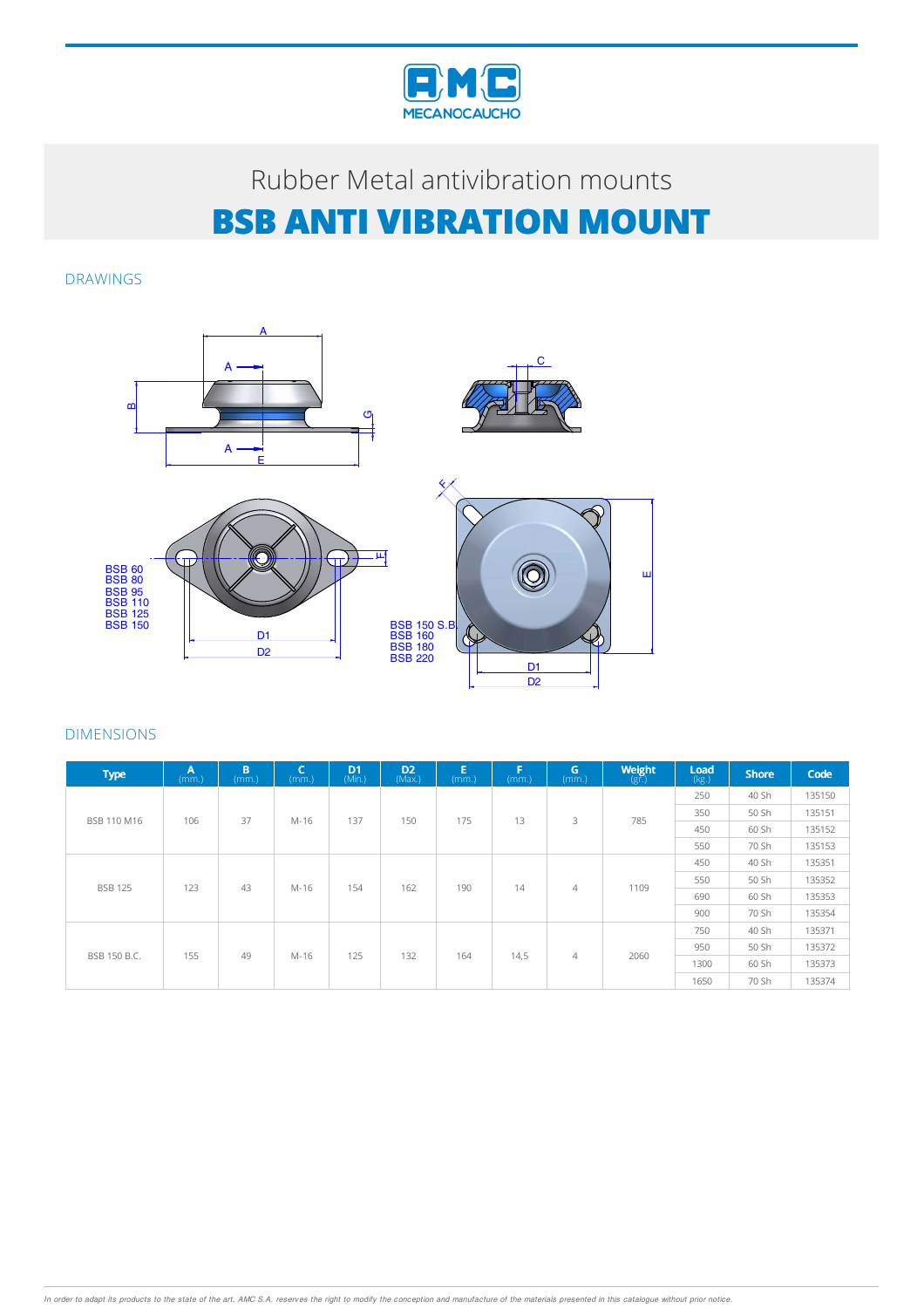Rubber Metal antivibration mounts

# BSB ANTI VIBRATION MOUNT

## DRAWINGS

BSB 60
BSB 80
BSB 95
BSB 110
BSB 125
BSB 150

BSB 150 S.B.
BSB 160
BSB 180
BSB 220

## DIMENSIONS

| Type | A (mm.) | B (mm.) | C (mm.) | D1 (Min.) | D2 (Max.) | E (mm.) | F (mm.) | G (mm.) | Weight (gr.) | Load (kg.) | Shore | Code |
|---|---|---|---|---|---|---|---|---|---|---|---|---|
| BSB 110 M16 | 106 | 37 | M-16 | 137 | 150 | 175 | 13 | 3 | 785 | 250 | 40 Sh | 135150 |
| | | | | | | | | | | 350 | 50 Sh | 135151 |
| | | | | | | | | | | 450 | 60 Sh | 135152 |
| | | | | | | | | | | 550 | 70 Sh | 135153 |
| BSB 125 | 123 | 43 | M-16 | 154 | 162 | 190 | 14 | 4 | 1109 | 450 | 40 Sh | 135351 |
| | | | | | | | | | | 550 | 50 Sh | 135352 |
| | | | | | | | | | | 690 | 60 Sh | 135353 |
| | | | | | | | | | | 900 | 70 Sh | 135354 |
| BSB 150 B.C. | 155 | 49 | M-16 | 125 | 132 | 164 | 14,5 | 4 | 2060 | 750 | 40 Sh | 135371 |
| | | | | | | | | | | 950 | 50 Sh | 135372 |
| | | | | | | | | | | 1300 | 60 Sh | 135373 |
| | | | | | | | | | | 1650 | 70 Sh | 135374 |

*In order to adapt its products to the state of the art, AMC S.A. reserves the right to modify the conception and manufacture of the materials presented in this catalogue without prior notice.*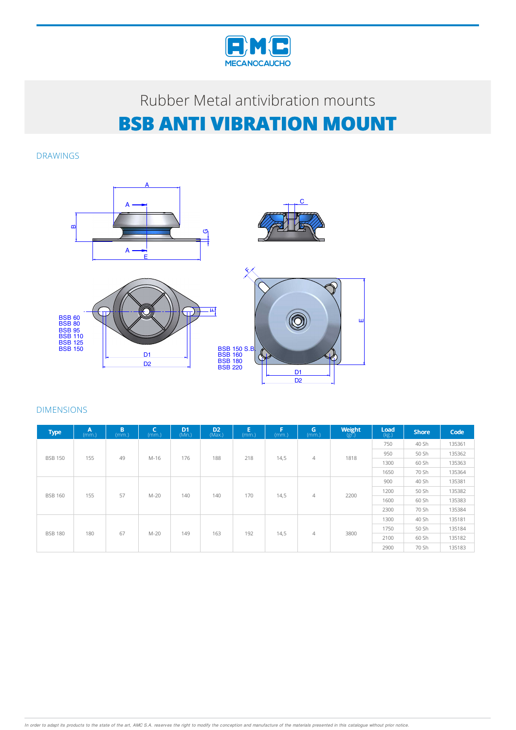MECANOCAUCHO

Rubber Metal antivibration mounts

# BSB ANTI VIBRATION MOUNT

## DRAWINGS

BSB 60
BSB 80
BSB 95
BSB 110
BSB 125
BSB 150

BSB 150 S.B.
BSB 160
BSB 180
BSB 220

## DIMENSIONS

| Type | A (mm.) | B (mm.) | C (mm.) | D1 (Min.) | D2 (Max.) | E (mm.) | F (mm.) | G (mm.) | Weight (gr.) | Load (kg.) | Shore | Code |
|---|---|---|---|---|---|---|---|---|---|---|---|---|
| BSB 150 | 155 | 49 | M-16 | 176 | 188 | 218 | 14,5 | 4 | 1818 | 750 | 40 Sh | 135361 |
| | | | | | | | | | | 950 | 50 Sh | 135362 |
| | | | | | | | | | | 1300 | 60 Sh | 135363 |
| | | | | | | | | | | 1650 | 70 Sh | 135364 |
| BSB 160 | 155 | 57 | M-20 | 140 | 140 | 170 | 14,5 | 4 | 2200 | 900 | 40 Sh | 135381 |
| | | | | | | | | | | 1200 | 50 Sh | 135382 |
| | | | | | | | | | | 1600 | 60 Sh | 135383 |
| | | | | | | | | | | 2300 | 70 Sh | 135384 |
| BSB 180 | 180 | 67 | M-20 | 149 | 163 | 192 | 14,5 | 4 | 3800 | 1300 | 40 Sh | 135181 |
| | | | | | | | | | | 1750 | 50 Sh | 135184 |
| | | | | | | | | | | 2100 | 60 Sh | 135182 |
| | | | | | | | | | | 2900 | 70 Sh | 135183 |

*In order to adapt its products to the state of the art, AMC S.A. reserves the right to modify the conception and manufacture of the materials presented in this catalogue without prior notice.*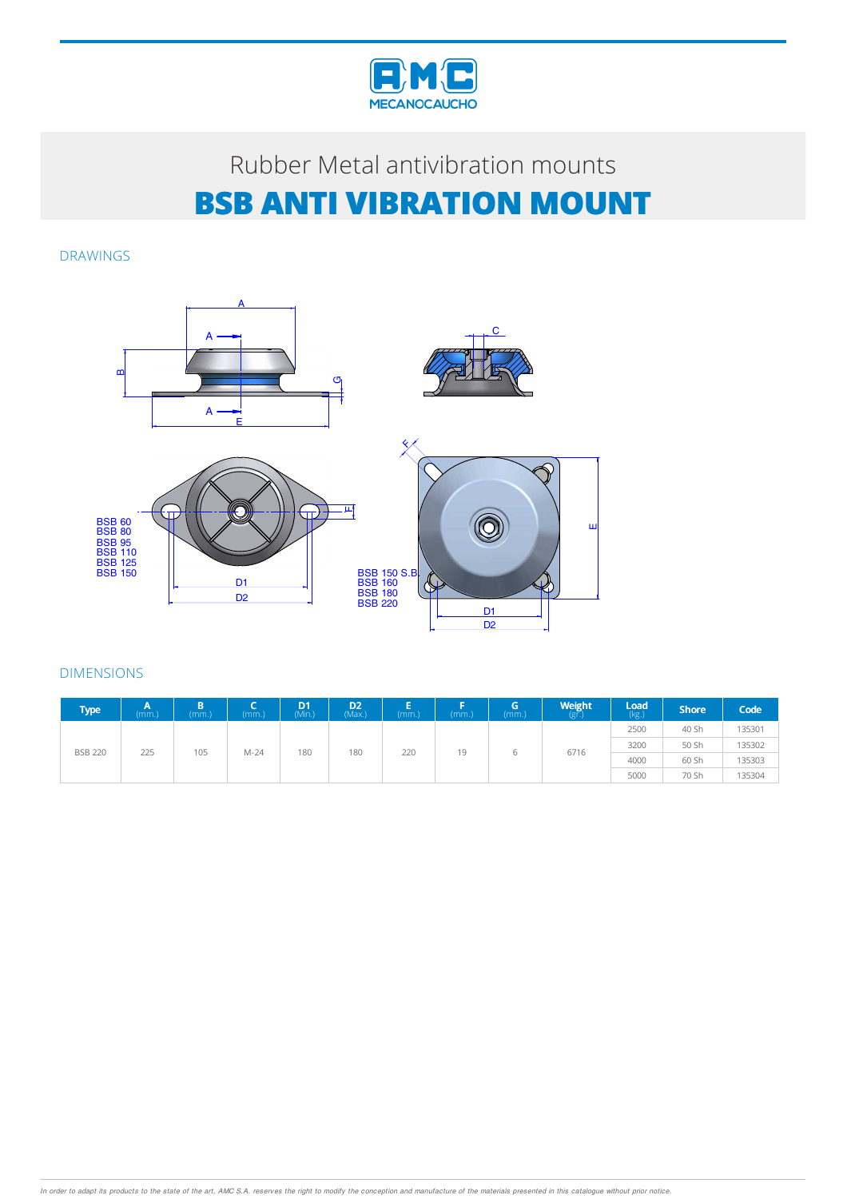MECANOCAUCHO

# Rubber Metal antivibration mounts

# BSB ANTI VIBRATION MOUNT

## DRAWINGS

BSB 60
BSB 80
BSB 95
BSB 110
BSB 125
BSB 150

BSB 150 S.B.
BSB 160
BSB 180
BSB 220

## DIMENSIONS

| Type | A (mm.) | B (mm.) | C (mm.) | D1 (Min.) | D2 (Max.) | E (mm.) | F (mm.) | G (mm.) | Weight (gr.) | Load (kg.) | Shore | Code |
|---|---|---|---|---|---|---|---|---|---|---|---|---|
| BSB 220 | 225 | 105 | M-24 | 180 | 180 | 220 | 19 | 6 | 6716 | 2500 | 40 Sh | 135301 |
| | | | | | | | | | | 3200 | 50 Sh | 135302 |
| | | | | | | | | | | 4000 | 60 Sh | 135303 |
| | | | | | | | | | | 5000 | 70 Sh | 135304 |

*In order to adapt its products to the state of the art, AMC S.A. reserves the right to modify the conception and manufacture of the materials presented in this catalogue without prior notice.*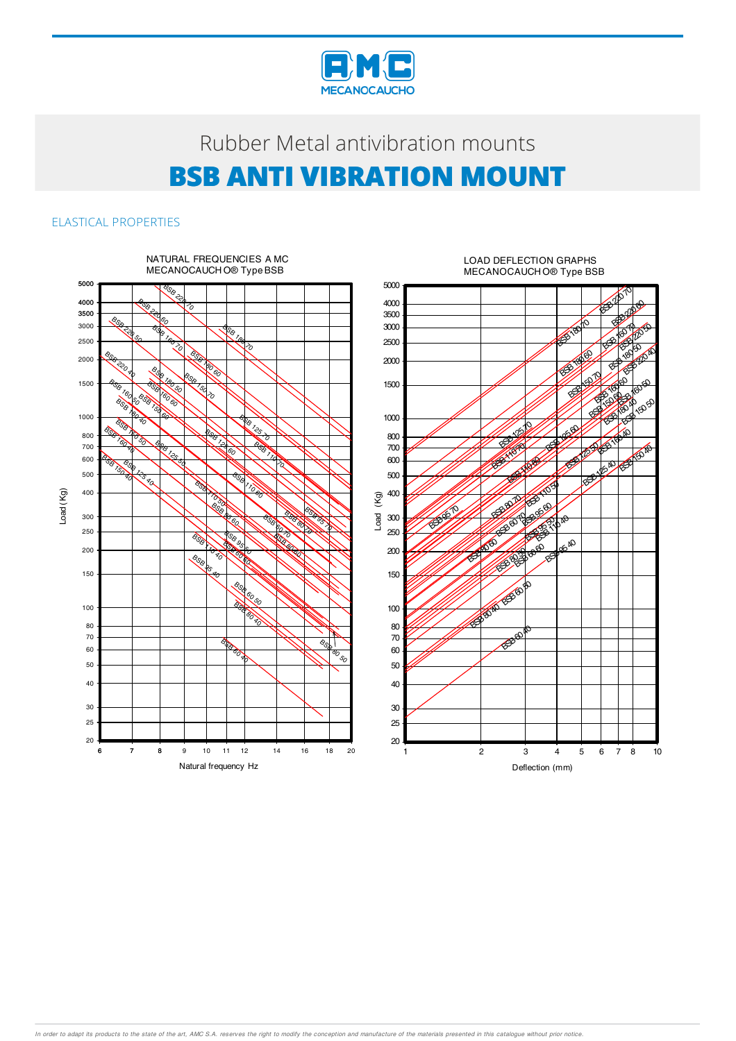# Rubber Metal antivibration mounts

# BSB ANTI VIBRATION MOUNT

## ELASTICAL PROPERTIES

NATURAL FREQUENCIES A MC MECANOCAUCHO® Type BSB

Load (Kg)

Natural frequency Hz

5000, 4000, 3500, 3000, 2500, 2000, 1500, 1000, 800, 700, 600, 500, 400, 300, 250, 200, 150, 100, 80, 70, 60, 50, 40, 30, 25, 20

6, 7, 8, 9, 10, 11, 12, 14, 16, 18, 20

BSB 220 70, BSB 220 60, BSB 220 50, BSB 180 70, BSB 180 70, BSB 220 40, BSB 180 60, BSB 180 50, BSB 150 70, BSB 160 50, BSB 160 60, BSB 150 60, BSB 180 40, BSB 160 50, BSB 125 70, BSB 160 40, BSB 125 60, BSB 125 50, BSB 110 70, BSB 150 40, BSB 125 40, BSB 110 60, BSB 110 50, BSB 80 60, BSB 95 70, BSB 80 70, BSB 60 70, BSB 95 60, BSB 95 50, BSB 110 40, BSB 60 60, BSB 95 40, BSB 60 50, BSB 80 40, BSB 60 50, BSB 60 40

LOAD DEFLECTION GRAPHS MECANOCAUCHO® Type BSB

Load (Kg)

Deflection (mm)

5000, 4000, 3500, 3000, 2500, 2000, 1500, 1000, 800, 700, 600, 500, 400, 300, 250, 200, 150, 100, 80, 70, 60, 50, 40, 30, 25, 20

1, 2, 3, 4, 5, 6, 7, 8, 10

BSB 220 70, BSB 220 60, BSB 180 70, BSB 160 70, BSB 220 50, BSB 180 50, BSB 220 40, BSB 180 60, BSB 150 70, BSB 160 60, BSB 160 50, BSB 150 60, BSB 180 40, BSB 150 50, BSB 125 70, BSB 125 60, BSB 110 70, BSB 125 50, BSB 160 40, BSB 110 60, BSB 125 40, BSB 150 40, BSB 110 50, BSB 95 70, BSB 80 70, BSB 60 70, BSB 95 60, BSB 95 50, BSB 110 40, BSB 80 60, BSB 80 50, BSB 60 60, BSB 95 40, BSB 80 40, BSB 60 50, BSB 60 40

*In order to adapt its products to the state of the art, AMC S.A. reserves the right to modify the conception and manufacture of the materials presented in this catalogue without prior notice.*